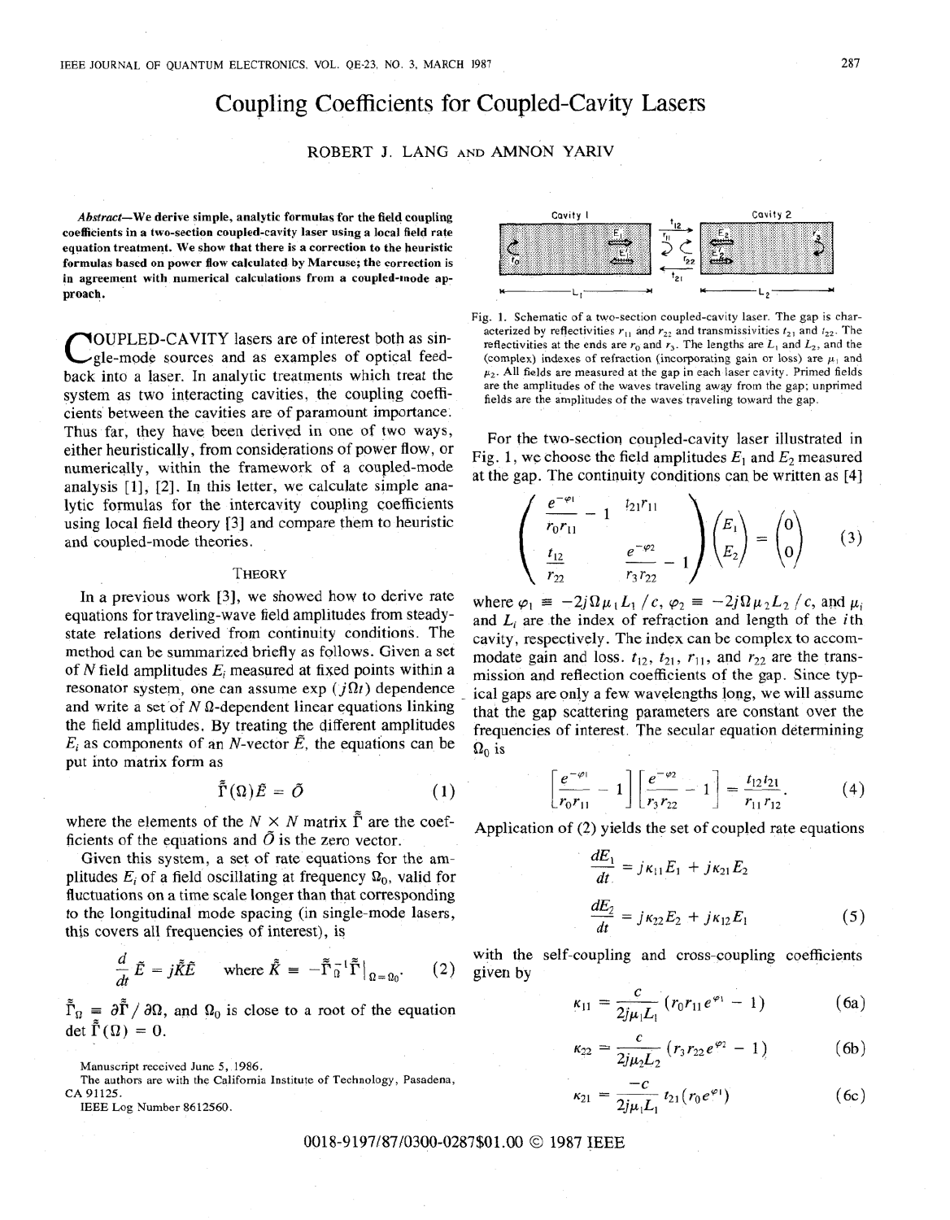# Coupling Coefficients for Coupled-Cavity Lasers

ROBERT J. LANG AND AMNON YARIV

***Abstract*—We derive simple, analytic formulas for the field coupling coefficients in a two-section coupled-cavity laser using a local field rate equation treatment. We show that there is a correction to the heuristic formulas based on power flow calculated by Marcuse; the correction is in agreement with numerical calculations from a coupled-mode approach.**

Coupled-cavity lasers are of interest both as single-mode sources and as examples of optical feedback into a laser. In analytic treatments which treat the system as two interacting cavities, the coupling coefficients between the cavities are of paramount importance. Thus far, they have been derived in one of two ways, either heuristically, from considerations of power flow, or numerically, within the framework of a coupled-mode analysis [1], [2]. In this letter, we calculate simple analytic formulas for the intercavity coupling coefficients using local field theory [3] and compare them to heuristic and coupled-mode theories.

## Theory

In a previous work [3], we showed how to derive rate equations for traveling-wave field amplitudes from steady-state relations derived from continuity conditions. The method can be summarized briefly as follows. Given a set of $N$ field amplitudes $E_i$ measured at fixed points within a resonator system, one can assume $\exp(j\Omega t)$ dependence and write a set of $N$ $\Omega$-dependent linear equations linking the field amplitudes. By treating the different amplitudes $E_i$ as components of an $N$-vector $\tilde{E}$, the equations can be put into matrix form as

$$\tilde{\tilde{\Gamma}}(\Omega)\tilde{E} = \tilde{O} \tag{1}$$

where the elements of the $N \times N$ matrix $\tilde{\tilde{\Gamma}}$ are the coefficients of the equations and $\tilde{O}$ is the zero vector.

Given this system, a set of rate equations for the amplitudes $E_i$ of a field oscillating at frequency $\Omega_0$, valid for fluctuations on a time scale longer than that corresponding to the longitudinal mode spacing (in single-mode lasers, this covers all frequencies of interest), is

$$\frac{d}{dt}\tilde{E} = j\tilde{\tilde{K}}\tilde{E} \quad \text{where } \tilde{\tilde{K}} \equiv -\tilde{\tilde{\Gamma}}_{\Omega}^{-1}\tilde{\tilde{\Gamma}}\big|_{\Omega=\Omega_0}. \tag{2}$$

$\tilde{\tilde{\Gamma}}_{\Omega} \equiv \partial\tilde{\tilde{\Gamma}}/\partial\Omega$, and $\Omega_0$ is close to a root of the equation $\det \tilde{\tilde{\Gamma}}(\Omega) = 0$.

Manuscript received June 5, 1986.

The authors are with the California Institute of Technology, Pasadena, CA 91125.

IEEE Log Number 8612560.

Fig. 1. Schematic of a two-section coupled-cavity laser. The gap is characterized by reflectivities $r_{11}$ and $r_{22}$ and transmissivities $t_{21}$ and $t_{22}$. The reflectivities at the ends are $r_0$ and $r_3$. The lengths are $L_1$ and $L_2$, and the (complex) indexes of refraction (incorporating gain or loss) are $\mu_1$ and $\mu_2$. All fields are measured at the gap in each laser cavity. Primed fields are the amplitudes of the waves traveling away from the gap; unprimed fields are the amplitudes of the waves traveling toward the gap.

For the two-section coupled-cavity laser illustrated in Fig. 1, we choose the field amplitudes $E_1$ and $E_2$ measured at the gap. The continuity conditions can be written as [4]

$$\begin{pmatrix} \dfrac{e^{-\varphi_1}}{r_0 r_{11}} - 1 & \dfrac{t_{21}r_{11}}{} \\ \dfrac{t_{12}}{r_{22}} & \dfrac{e^{-\varphi_2}}{r_3 r_{22}} - 1 \end{pmatrix} \begin{pmatrix} E_1 \\ E_2 \end{pmatrix} = \begin{pmatrix} 0 \\ 0 \end{pmatrix} \tag{3}$$

where $\varphi_1 \equiv -2j\Omega\mu_1 L_1/c$, $\varphi_2 \equiv -2j\Omega\mu_2 L_2/c$, and $\mu_i$ and $L_i$ are the index of refraction and length of the $i$th cavity, respectively. The index can be complex to accommodate gain and loss. $t_{12}$, $t_{21}$, $r_{11}$, and $r_{22}$ are the transmission and reflection coefficients of the gap. Since typical gaps are only a few wavelengths long, we will assume that the gap scattering parameters are constant over the frequencies of interest. The secular equation determining $\Omega_0$ is

$$\left[\frac{e^{-\varphi_1}}{r_0 r_{11}} - 1\right]\left[\frac{e^{-\varphi_2}}{r_3 r_{22}} - 1\right] = \frac{t_{12}t_{21}}{r_{11}r_{12}}. \tag{4}$$

Application of (2) yields the set of coupled rate equations

$$\frac{dE_1}{dt} = j\kappa_{11}E_1 + j\kappa_{21}E_2$$

$$\frac{dE_2}{dt} = j\kappa_{22}E_2 + j\kappa_{12}E_1 \tag{5}$$

with the self-coupling and cross-coupling coefficients given by

$$\kappa_{11} = \frac{c}{2j\mu_1 L_1}(r_0 r_{11} e^{\varphi_1} - 1) \tag{6a}$$

$$\kappa_{22} = \frac{c}{2j\mu_2 L_2}(r_3 r_{22} e^{\varphi_2} - 1) \tag{6b}$$

$$\kappa_{21} = \frac{-c}{2j\mu_1 L_1} t_{21}(r_0 e^{\varphi_1}) \tag{6c}$$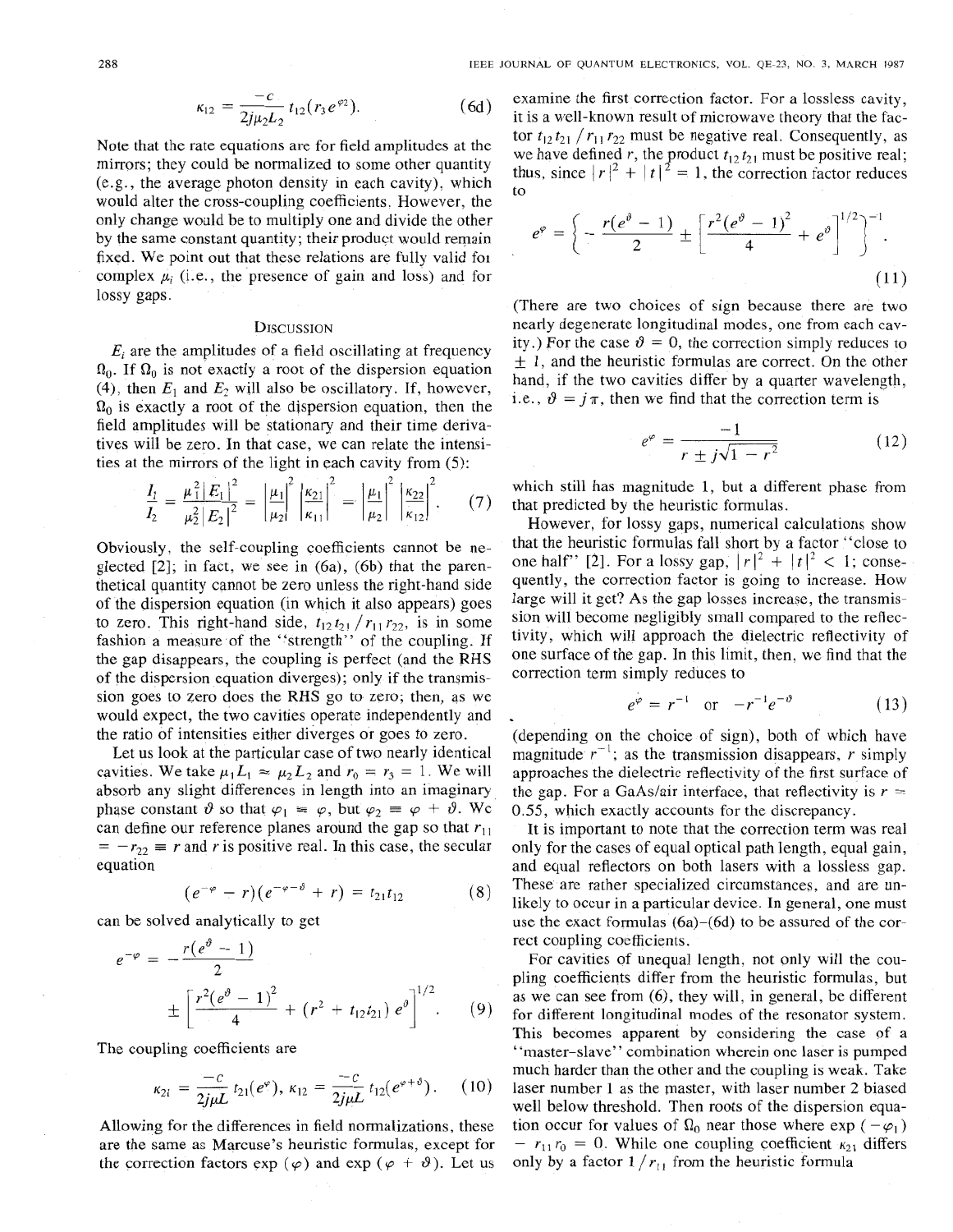$$\kappa_{12} = \frac{-c}{2j\mu_2 L_2} t_{12}(r_3 e^{\varphi_2}). \tag{6d}$$

Note that the rate equations are for field amplitudes at the mirrors; they could be normalized to some other quantity (e.g., the average photon density in each cavity), which would alter the cross-coupling coefficients. However, the only change would be to multiply one and divide the other by the same constant quantity; their product would remain fixed. We point out that these relations are fully valid for complex $\mu_i$ (i.e., the presence of gain and loss) and for lossy gaps.

## Discussion

$E_i$ are the amplitudes of a field oscillating at frequency $\Omega_0$. If $\Omega_0$ is not exactly a root of the dispersion equation (4), then $E_1$ and $E_2$ will also be oscillatory. If, however, $\Omega_0$ is exactly a root of the dispersion equation, then the field amplitudes will be stationary and their time derivatives will be zero. In that case, we can relate the intensities at the mirrors of the light in each cavity from (5):

$$\frac{I_1}{I_2} = \frac{\mu_1^2 |E_1|^2}{\mu_2^2 |E_2|^2} = \left|\frac{\mu_1}{\mu_2}\right|^2 \left|\frac{\kappa_{21}}{\kappa_{11}}\right|^2 = \left|\frac{\mu_1}{\mu_2}\right|^2 \left|\frac{\kappa_{22}}{\kappa_{12}}\right|^2. \tag{7}$$

Obviously, the self-coupling coefficients cannot be neglected [2]; in fact, we see in (6a), (6b) that the parenthetical quantity cannot be zero unless the right-hand side of the dispersion equation (in which it also appears) goes to zero. This right-hand side, $t_{12}t_{21}/r_{11}r_{22}$, is in some fashion a measure of the "strength" of the coupling. If the gap disappears, the coupling is perfect (and the RHS of the dispersion equation diverges); only if the transmission goes to zero does the RHS go to zero; then, as we would expect, the two cavities operate independently and the ratio of intensities either diverges or goes to zero.

Let us look at the particular case of two nearly identical cavities. We take $\mu_1 L_1 \approx \mu_2 L_2$ and $r_0 = r_3 = 1$. We will absorb any slight differences in length into an imaginary phase constant $\vartheta$ so that $\varphi_1 = \varphi$, but $\varphi_2 \equiv \varphi + \vartheta$. We can define our reference planes around the gap so that $r_{11} = -r_{22} \equiv r$ and $r$ is positive real. In this case, the secular equation

$$(e^{-\varphi} - r)(e^{-\varphi-\vartheta} + r) = t_{21}t_{12} \tag{8}$$

can be solved analytically to get

$$e^{-\varphi} = -\frac{r(e^{\vartheta} - 1)}{2} \pm \left[\frac{r^2(e^{\vartheta} - 1)^2}{4} + (r^2 + t_{12}t_{21})\, e^{\vartheta}\right]^{1/2}. \tag{9}$$

The coupling coefficients are

$$\kappa_{21} = \frac{-c}{2j\mu L} t_{21}(e^{\varphi}), \quad \kappa_{12} = \frac{-c}{2j\mu L} t_{12}(e^{\varphi+\vartheta}). \tag{10}$$

Allowing for the differences in field normalizations, these are the same as Marcuse's heuristic formulas, except for the correction factors $\exp(\varphi)$ and $\exp(\varphi + \vartheta)$. Let us examine the first correction factor. For a lossless cavity, it is a well-known result of microwave theory that the factor $t_{12}t_{21}/r_{11}r_{22}$ must be negative real. Consequently, as we have defined $r$, the product $t_{12}t_{21}$ must be positive real; thus, since $|r|^2 + |t|^2 = 1$, the correction factor reduces to

$$e^{\varphi} = \left\{-\frac{r(e^{\vartheta} - 1)}{2} \pm \left[\frac{r^2(e^{\vartheta} - 1)^2}{4} + e^{\vartheta}\right]^{1/2}\right\}^{-1}. \tag{11}$$

(There are two choices of sign because there are two nearly degenerate longitudinal modes, one from each cavity.) For the case $\vartheta = 0$, the correction simply reduces to $\pm 1$, and the heuristic formulas are correct. On the other hand, if the two cavities differ by a quarter wavelength, i.e., $\vartheta = j\pi$, then we find that the correction term is

$$e^{\varphi} = \frac{-1}{r \pm j\sqrt{1 - r^2}} \tag{12}$$

which still has magnitude 1, but a different phase from that predicted by the heuristic formulas.

However, for lossy gaps, numerical calculations show that the heuristic formulas fall short by a factor "close to one half" [2]. For a lossy gap, $|r|^2 + |t|^2 < 1$; consequently, the correction factor is going to increase. How large will it get? As the gap losses increase, the transmission will become negligibly small compared to the reflectivity, which will approach the dielectric reflectivity of one surface of the gap. In this limit, then, we find that the correction term simply reduces to

$$e^{\varphi} = r^{-1} \quad \text{or} \quad -r^{-1}e^{-\vartheta} \tag{13}$$

(depending on the choice of sign), both of which have magnitude $r^{-1}$; as the transmission disappears, $r$ simply approaches the dielectric reflectivity of the first surface of the gap. For a GaAs/air interface, that reflectivity is $r = 0.55$, which exactly accounts for the discrepancy.

It is important to note that the correction term was real only for the cases of equal optical path length, equal gain, and equal reflectors on both lasers with a lossless gap. These are rather specialized circumstances, and are unlikely to occur in a particular device. In general, one must use the exact formulas (6a)–(6d) to be assured of the correct coupling coefficients.

For cavities of unequal length, not only will the coupling coefficients differ from the heuristic formulas, but as we can see from (6), they will, in general, be different for different longitudinal modes of the resonator system. This becomes apparent by considering the case of a "master-slave" combination wherein one laser is pumped much harder than the other and the coupling is weak. Take laser number 1 as the master, with laser number 2 biased well below threshold. Then roots of the dispersion equation occur for values of $\Omega_0$ near those where $\exp(-\varphi_1) - r_{11}r_0 = 0$. While one coupling coefficient $\kappa_{21}$ differs only by a factor $1/r_{11}$ from the heuristic formula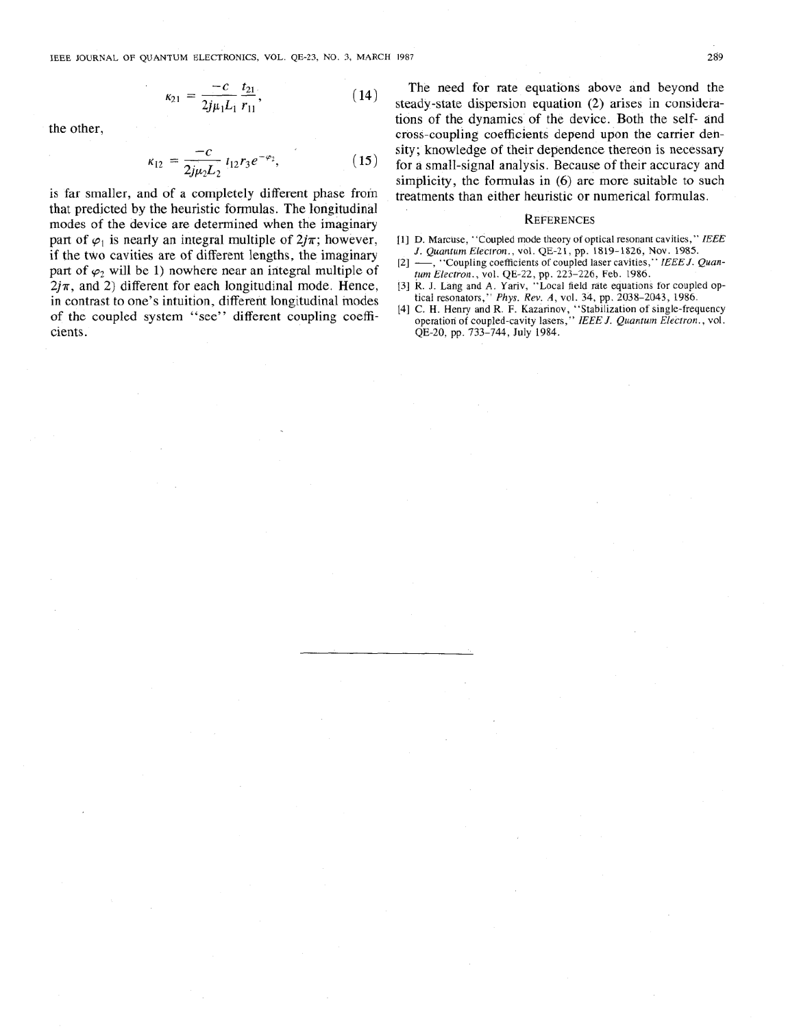$$\kappa_{21} = \frac{-c}{2j\mu_1 L_1} \frac{t_{21}}{r_{11}}, \tag{14}$$

the other,

$$\kappa_{12} = \frac{-c}{2j\mu_2 L_2} t_{12} r_3 e^{-\varphi_2}, \tag{15}$$

is far smaller, and of a completely different phase from that predicted by the heuristic formulas. The longitudinal modes of the device are determined when the imaginary part of $\varphi_1$ is nearly an integral multiple of $2j\pi$; however, if the two cavities are of different lengths, the imaginary part of $\varphi_2$ will be 1) nowhere near an integral multiple of $2j\pi$, and 2) different for each longitudinal mode. Hence, in contrast to one's intuition, different longitudinal modes of the coupled system "see" different coupling coefficients.

The need for rate equations above and beyond the steady-state dispersion equation (2) arises in considerations of the dynamics of the device. Both the self- and cross-coupling coefficients depend upon the carrier density; knowledge of their dependence thereon is necessary for a small-signal analysis. Because of their accuracy and simplicity, the formulas in (6) are more suitable to such treatments than either heuristic or numerical formulas.

## References

[1] D. Marcuse, "Coupled mode theory of optical resonant cavities," *IEEE J. Quantum Electron.*, vol. QE-21, pp. 1819-1826, Nov. 1985.

[2] ——, "Coupling coefficients of coupled laser cavities," *IEEE J. Quantum Electron.*, vol. QE-22, pp. 223-226, Feb. 1986.

[3] R. J. Lang and A. Yariv, "Local field rate equations for coupled optical resonators," *Phys. Rev. A*, vol. 34, pp. 2038-2043, 1986.

[4] C. H. Henry and R. F. Kazarinov, "Stabilization of single-frequency operation of coupled-cavity lasers," *IEEE J. Quantum Electron.*, vol. QE-20, pp. 733-744, July 1984.